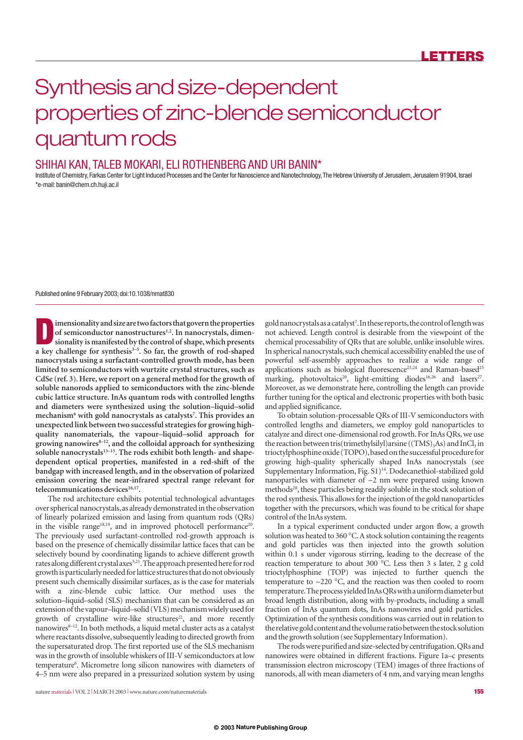# Synthesis and size-dependent properties of zinc-blende semiconductor quantum rods

## SHIHAI KAN, TALEB MOKARI, ELI ROTHENBERG AND URI BANIN*

Institute of Chemistry, Farkas Center for Light Induced Processes and the Center for Nanoscience and Nanotechnology, The Hebrew University of Jerusalem, Jerusalem 91904, Israel
*e-mail: banin@chem.ch.huji.ac.il

Published online 9 February 2003; doi:10.1038/nmat830

**Dimensionality and size are two factors that govern the properties of semiconductor nanostructures[1,2]. In nanocrystals, dimensionality is manifested by the control of shape, which presents a key challenge for synthesis[3–5]. So far, the growth of rod-shaped nanocrystals using a surfactant-controlled growth mode, has been limited to semiconductors with wurtzite crystal structures, such as CdSe (ref. 3). Here, we report on a general method for the growth of soluble nanorods applied to semiconductors with the zinc-blende cubic lattice structure. InAs quantum rods with controlled lengths and diameters were synthesized using the solution–liquid–solid mechanism[6] with gold nanocrystals as catalysts[7]. This provides an unexpected link between two successful strategies for growing high-quality nanomaterials, the vapour–liquid–solid approach for growing nanowires[8–12], and the colloidal approach for synthesizing soluble nanocrystals[13–15]. The rods exhibit both length- and shape-dependent optical properties, manifested in a red-shift of the bandgap with increased length, and in the observation of polarized emission covering the near-infrared spectral range relevant for telecommunications devices[16,17].**

The rod architecture exhibits potential technological advantages over spherical nanocrystals, as already demonstrated in the observation of linearly polarized emission and lasing from quantum rods (QRs) in the visible range[18,19], and in improved photocell performance[20]. The previously used surfactant-controlled rod-growth approach is based on the presence of chemically dissimilar lattice faces that can be selectively bound by coordinating ligands to achieve different growth rates along different crystal axes[3,21]. The approach presented here for rod growth is particularly needed for lattice structures that do not obviously present such chemically dissimilar surfaces, as is the case for materials with a zinc-blende cubic lattice. Our method uses the solution–liquid–solid (SLS) mechanism that can be considered as an extension of the vapour–liquid–solid (VLS) mechanism widely used for growth of crystalline wire-like structures[22], and more recently nanowires[8–12]. In both methods, a liquid metal cluster acts as a catalyst where reactants dissolve, subsequently leading to directed growth from the supersaturated drop. The first reported use of the SLS mechanism was in the growth of insoluble whiskers of III-V semiconductors at low temperature[6]. Micrometre long silicon nanowires with diameters of 4–5 nm were also prepared in a pressurized solution system by using gold nanocrystals as a catalyst[7]. In these reports, the control of length was not achieved. Length control is desirable from the viewpoint of the chemical processability of QRs that are soluble, unlike insoluble wires. In spherical nanocrystals, such chemical accessibility enabled the use of powerful self-assembly approaches to realize a wide range of applications such as biological fluorescence[23,24] and Raman-based[25] marking, photovoltaics[20], light-emitting diodes[16,26] and lasers[27]. Moreover, as we demonstrate here, controlling the length can provide further tuning for the optical and electronic properties with both basic and applied significance.

To obtain solution-processable QRs of III-V semiconductors with controlled lengths and diameters, we employ gold nanoparticles to catalyze and direct one-dimensional rod growth. For InAs QRs, we use the reaction between tris(trimethylsilyl)arsine ($(TMS)_3As$) and $InCl_3$ in trioctylphosphine oxide (TOPO), based on the successful procedure for growing high-quality spherically shaped InAs nanocrystals (see Supplementary Information, Fig. S1)[14]. Dodecanethiol-stabilized gold nanoparticles with diameter of ~2 nm were prepared using known methods[28], these particles being readily soluble in the stock solution of the rod synthesis. This allows for the injection of the gold nanoparticles together with the precursors, which was found to be critical for shape control of the InAs system.

In a typical experiment conducted under argon flow, a growth solution was heated to 360 °C. A stock solution containing the reagents and gold particles was then injected into the growth solution within 0.1 s under vigorous stirring, leading to the decrease of the reaction temperature to about 300 °C. Less then 3 s later, 2 g cold trioctylphosphine (TOP) was injected to further quench the temperature to ~220 °C, and the reaction was then cooled to room temperature. The process yielded InAs QRs with a uniform diameter but broad length distribution, along with by-products, including a small fraction of InAs quantum dots, InAs nanowires and gold particles. Optimization of the synthesis conditions was carried out in relation to the relative gold content and the volume ratio between the stock solution and the growth solution (see Supplementary Information).

The rods were purified and size-selected by centrifugation. QRs and nanowires were obtained in different fractions. Figure 1a–c presents transmission electron microscopy (TEM) images of three fractions of nanorods, all with mean diameters of 4 nm, and varying mean lengths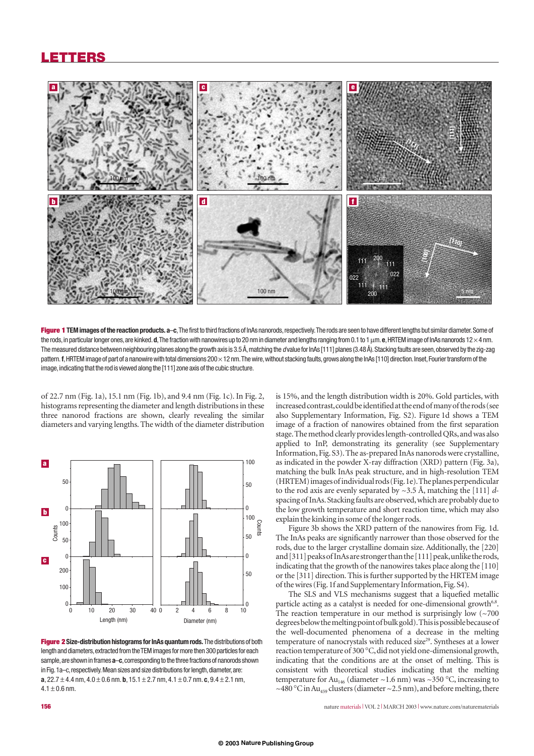**Figure 1 TEM images of the reaction products. a–c**, The first to third fractions of InAs nanorods, respectively. The rods are seen to have different lengths but similar diameter. Some of the rods, in particular longer ones, are kinked. **d**, The fraction with nanowires up to 20 nm in diameter and lengths ranging from 0.1 to 1 μm. **e**, HRTEM image of InAs nanorods 12 × 4 nm. The measured distance between neighbouring planes along the growth axis is 3.5 Å, matching the *d* value for InAs [111] planes (3.48 Å). Stacking faults are seen, observed by the zig-zag pattern. **f**, HRTEM image of part of a nanowire with total dimensions 200 × 12 nm. The wire, without stacking faults, grows along the InAs [110] direction. Inset, Fourier transform of the image, indicating that the rod is viewed along the [111] zone axis of the cubic structure.

of 22.7 nm (Fig. 1a), 15.1 nm (Fig. 1b), and 9.4 nm (Fig. 1c). In Fig. 2, histograms representing the diameter and length distributions in these three nanorod fractions are shown, clearly revealing the similar diameters and varying lengths. The width of the diameter distribution is 15%, and the length distribution width is 20%. Gold particles, with increased contrast, could be identified at the end of many of the rods (see also Supplementary Information, Fig. S2). Figure 1d shows a TEM image of a fraction of nanowires obtained from the first separation stage. The method clearly provides length-controlled QRs, and was also applied to InP, demonstrating its generality (see Supplementary Information, Fig. S3). The as-prepared InAs nanorods were crystalline, as indicated in the powder X-ray diffraction (XRD) pattern (Fig. 3a), matching the bulk InAs peak structure, and in high-resolution TEM (HRTEM) images of individual rods (Fig. 1e). The planes perpendicular to the rod axis are evenly separated by ~3.5 Å, matching the [111] *d*-spacing of InAs. Stacking faults are observed, which are probably due to the low growth temperature and short reaction time, which may also explain the kinking in some of the longer rods.

**Figure 2 Size-distribution histograms for InAs quantum rods.** The distributions of both length and diameters, extracted from the TEM images for more then 300 particles for each sample, are shown in frames **a–c**, corresponding to the three fractions of nanorods shown in Fig. 1a–c, respectively. Mean sizes and size distributions for length, diameter, are: **a**, 22.7 ± 4.4 nm, 4.0 ± 0.6 nm. **b**, 15.1 ± 2.7 nm, 4.1 ± 0.7 nm. **c**, 9.4 ± 2.1 nm, 4.1 ± 0.6 nm.

Figure 3b shows the XRD pattern of the nanowires from Fig. 1d. The InAs peaks are significantly narrower than those observed for the rods, due to the larger crystalline domain size. Additionally, the [220] and [311] peaks of InAs are stronger than the [111] peak, unlike the rods, indicating that the growth of the nanowires takes place along the [110] or the [311] direction. This is further supported by the HRTEM image of the wires (Fig. 1f and Supplementary Information, Fig. S4).

The SLS and VLS mechanisms suggest that a liquefied metallic particle acting as a catalyst is needed for one-dimensional growth[6,8]. The reaction temperature in our method is surprisingly low (~700 degrees below the melting point of bulk gold). This is possible because of the well-documented phenomena of a decrease in the melting temperature of nanocrystals with reduced size[29]. Syntheses at a lower reaction temperature of 300 °C, did not yield one-dimensional growth, indicating that the conditions are at the onset of melting. This is consistent with theoretical studies indicating that the melting temperature for $Au_{146}$ (diameter ~1.6 nm) was ~350 °C, increasing to ~480 °C in $Au_{459}$ clusters (diameter ~2.5 nm), and before melting, there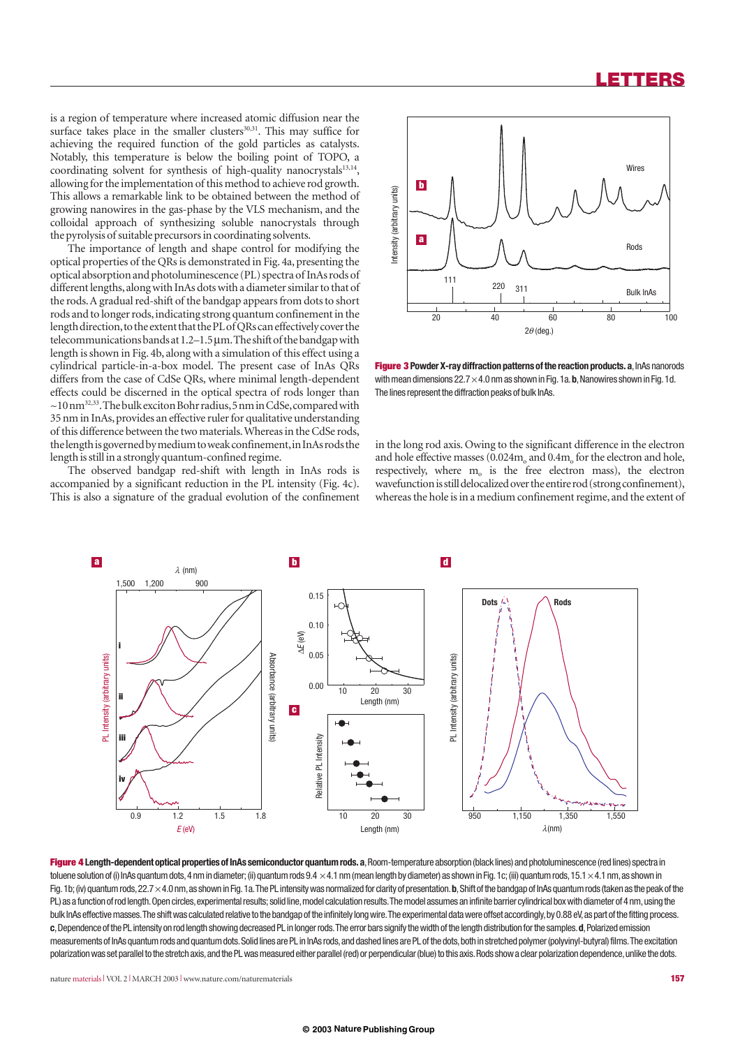is a region of temperature where increased atomic diffusion near the surface takes place in the smaller clusters[30,31]. This may suffice for achieving the required function of the gold particles as catalysts. Notably, this temperature is below the boiling point of TOPO, a coordinating solvent for synthesis of high-quality nanocrystals[13,14], allowing for the implementation of this method to achieve rod growth. This allows a remarkable link to be obtained between the method of growing nanowires in the gas-phase by the VLS mechanism, and the colloidal approach of synthesizing soluble nanocrystals through the pyrolysis of suitable precursors in coordinating solvents.

The importance of length and shape control for modifying the optical properties of the QRs is demonstrated in Fig. 4a, presenting the optical absorption and photoluminescence (PL) spectra of InAs rods of different lengths, along with InAs dots with a diameter similar to that of the rods. A gradual red-shift of the bandgap appears from dots to short rods and to longer rods, indicating strong quantum confinement in the length direction, to the extent that the PL of QRs can effectively cover the telecommunications bands at 1.2–1.5 µm. The shift of the bandgap with length is shown in Fig. 4b, along with a simulation of this effect using a cylindrical particle-in-a-box model. The present case of InAs QRs differs from the case of CdSe QRs, where minimal length-dependent effects could be discerned in the optical spectra of rods longer than ~10 nm[32,33]. The bulk exciton Bohr radius, 5 nm in CdSe, compared with 35 nm in InAs, provides an effective ruler for qualitative understanding of this difference between the two materials. Whereas in the CdSe rods, the length is governed by medium to weak confinement, in InAs rods the length is still in a strongly quantum-confined regime.

The observed bandgap red-shift with length in InAs rods is accompanied by a significant reduction in the PL intensity (Fig. 4c). This is also a signature of the gradual evolution of the confinement in the long rod axis. Owing to the significant difference in the electron and hole effective masses ($0.024m_o$ and $0.4m_o$ for the electron and hole, respectively, where $m_o$ is the free electron mass), the electron wavefunction is still delocalized over the entire rod (strong confinement), whereas the hole is in a medium confinement regime, and the extent of

**Figure 3 Powder X-ray diffraction patterns of the reaction products. a**, InAs nanorods with mean dimensions 22.7 × 4.0 nm as shown in Fig. 1a. **b**, Nanowires shown in Fig. 1d. The lines represent the diffraction peaks of bulk InAs.

**Figure 4 Length-dependent optical properties of InAs semiconductor quantum rods. a**, Room-temperature absorption (black lines) and photoluminescence (red lines) spectra in toluene solution of (i) InAs quantum dots, 4 nm in diameter; (ii) quantum rods 9.4 × 4.1 nm (mean length by diameter) as shown in Fig. 1c; (iii) quantum rods, 15.1 × 4.1 nm, as shown in Fig. 1b; (iv) quantum rods, 22.7 × 4.0 nm, as shown in Fig. 1a. The PL intensity was normalized for clarity of presentation. **b**, Shift of the bandgap of InAs quantum rods (taken as the peak of the PL) as a function of rod length. Open circles, experimental results; solid line, model calculation results. The model assumes an infinite barrier cylindrical box with diameter of 4 nm, using the bulk InAs effective masses. The shift was calculated relative to the bandgap of the infinitely long wire. The experimental data were offset accordingly, by 0.88 eV, as part of the fitting process. **c**, Dependence of the PL intensity on rod length showing decreased PL in longer rods. The error bars signify the width of the length distribution for the samples. **d**, Polarized emission measurements of InAs quantum rods and quantum dots. Solid lines are PL in InAs rods, and dashed lines are PL of the dots, both in stretched polymer (polyvinyl-butyral) films. The excitation polarization was set parallel to the stretch axis, and the PL was measured either parallel (red) or perpendicular (blue) to this axis. Rods show a clear polarization dependence, unlike the dots.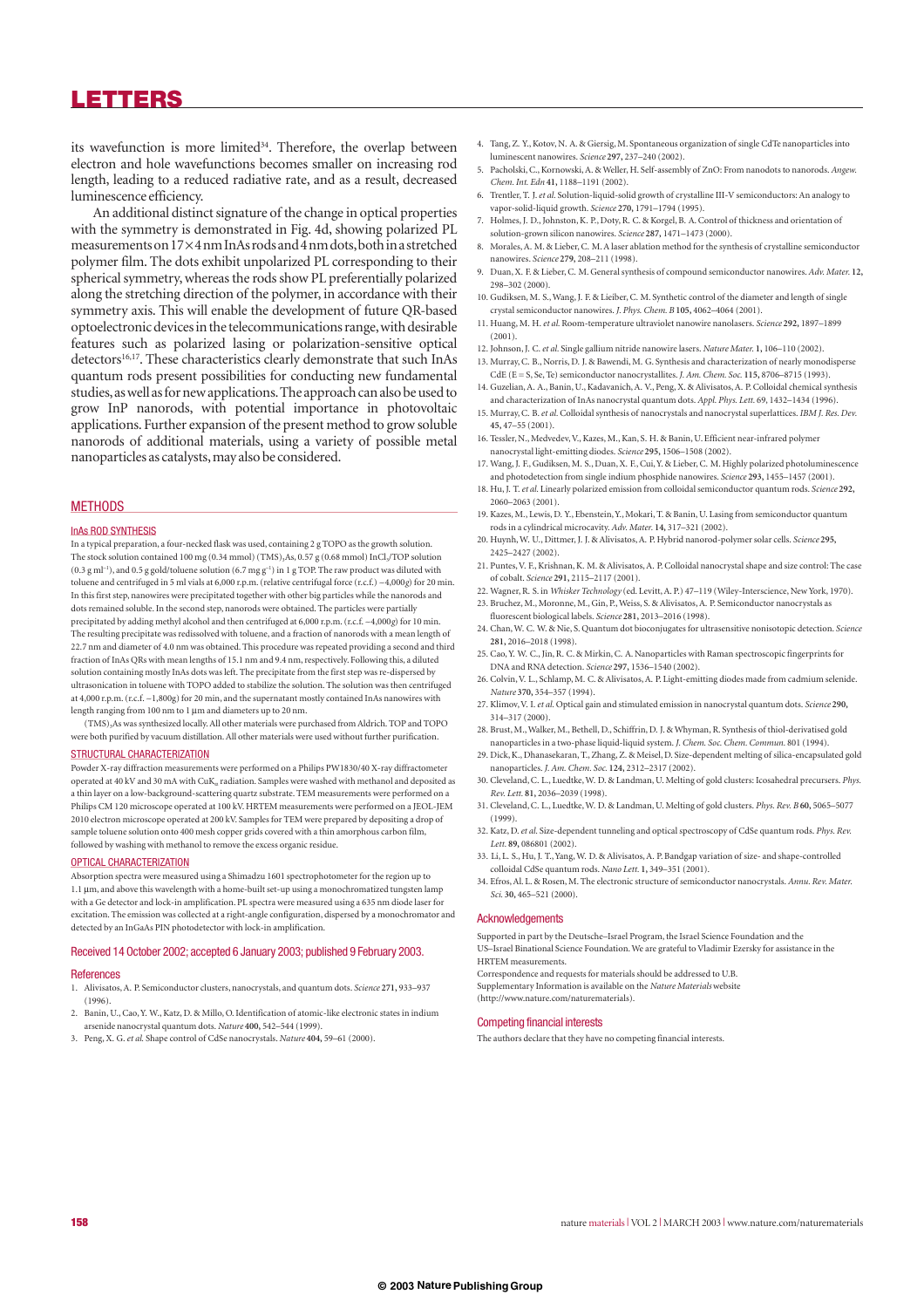its wavefunction is more limited[34]. Therefore, the overlap between electron and hole wavefunctions becomes smaller on increasing rod length, leading to a reduced radiative rate, and as a result, decreased luminescence efficiency.

An additional distinct signature of the change in optical properties with the symmetry is demonstrated in Fig. 4d, showing polarized PL measurements on 17×4 nm InAs rods and 4 nm dots, both in a stretched polymer film. The dots exhibit unpolarized PL corresponding to their spherical symmetry, whereas the rods show PL preferentially polarized along the stretching direction of the polymer, in accordance with their symmetry axis. This will enable the development of future QR-based optoelectronic devices in the telecommunications range, with desirable features such as polarized lasing or polarization-sensitive optical detectors[16,17]. These characteristics clearly demonstrate that such InAs quantum rods present possibilities for conducting new fundamental studies, as well as for new applications. The approach can also be used to grow InP nanorods, with potential importance in photovoltaic applications. Further expansion of the present method to grow soluble nanorods of additional materials, using a variety of possible metal nanoparticles as catalysts, may also be considered.

## METHODS

### INAS ROD SYNTHESIS

In a typical preparation, a four-necked flask was used, containing 2 g TOPO as the growth solution. The stock solution contained 100 mg (0.34 mmol) $(TMS)_3As$, 0.57 g (0.68 mmol) $InCl_3$/TOP solution (0.3 g ml$^{-1}$), and 0.5 g gold/toluene solution (6.7 mg g$^{-1}$) in 1 g TOP. The raw product was diluted with toluene and centrifuged in 5 ml vials at 6,000 r.p.m. (relative centrifugal force (r.c.f.) ~4,000*g*) for 20 min. In this first step, nanowires were precipitated together with other big particles while the nanorods and dots remained soluble. In the second step, nanorods were obtained. The particles were partially precipitated by adding methyl alcohol and then centrifuged at 6,000 r.p.m. (r.c.f. ~4,000*g*) for 10 min. The resulting precipitate was redissolved with toluene, and a fraction of nanorods with a mean length of 22.7 nm and diameter of 4.0 nm was obtained. This procedure was repeated providing a second and third fraction of InAs QRs with mean lengths of 15.1 nm and 9.4 nm, respectively. Following this, a diluted solution containing mostly InAs dots was left. The precipitate from the first step was re-dispersed by ultrasonication in toluene with TOPO added to stabilize the solution. The solution was then centrifuged at 4,000 r.p.m. (r.c.f. ~1,800*g*) for 20 min, and the supernatant mostly contained InAs nanowires with length ranging from 100 nm to 1 μm and diameters up to 20 nm.

$(TMS)_3As$ was synthesized locally. All other materials were purchased from Aldrich. TOP and TOPO were both purified by vacuum distillation. All other materials were used without further purification.

### STRUCTURAL CHARACTERIZATION

Powder X-ray diffraction measurements were performed on a Philips PW1830/40 X-ray diffractometer operated at 40 kV and 30 mA with CuK$_\alpha$ radiation. Samples were washed with methanol and deposited as a thin layer on a low-background-scattering quartz substrate. TEM measurements were performed on a Philips CM 120 microscope operated at 100 kV. HRTEM measurements were performed on a JEOL-JEM 2010 electron microscope operated at 200 kV. Samples for TEM were prepared by depositing a drop of sample toluene solution onto 400 mesh copper grids covered with a thin amorphous carbon film, followed by washing with methanol to remove the excess organic residue.

### OPTICAL CHARACTERIZATION

Absorption spectra were measured using a Shimadzu 1601 spectrophotometer for the region up to 1.1 μm, and above this wavelength with a home-built set-up using a monochromatized tungsten lamp with a Ge detector and lock-in amplification. PL spectra were measured using a 635 nm diode laser for excitation. The emission was collected at a right-angle configuration, dispersed by a monochromator and detected by an InGaAs PIN photodetector with lock-in amplification.

Received 14 October 2002; accepted 6 January 2003; published 9 February 2003.

## References

1. Alivisatos, A. P. Semiconductor clusters, nanocrystals, and quantum dots. *Science* **271**, 933–937 (1996).
2. Banin, U., Cao, Y. W., Katz, D. & Millo, O. Identification of atomic-like electronic states in indium arsenide nanocrystal quantum dots. *Nature* **400**, 542–544 (1999).
3. Peng, X. G. *et al.* Shape control of CdSe nanocrystals. *Nature* **404**, 59–61 (2000).
4. Tang, Z. Y., Kotov, N. A. & Giersig, M. Spontaneous organization of single CdTe nanoparticles into luminescent nanowires. *Science* **297**, 237–240 (2002).
5. Pacholski, C., Kornowski, A. & Weller, H. Self-assembly of ZnO: From nanodots to nanorods. *Angew. Chem. Int. Edn* **41**, 1188–1191 (2002).
6. Trentler, T. J. *et al.* Solution-liquid-solid growth of crystalline III-V semiconductors: An analogy to vapor-solid-liquid growth. *Science* **270**, 1791–1794 (1995).
7. Holmes, J. D., Johnston, K. P., Doty, R. C. & Korgel, B. A. Control of thickness and orientation of solution-grown silicon nanowires. *Science* **287**, 1471–1473 (2000).
8. Morales, A. M. & Lieber, C. M. A laser ablation method for the synthesis of crystalline semiconductor nanowires. *Science* **279**, 208–211 (1998).
9. Duan, X. F. & Lieber, C. M. General synthesis of compound semiconductor nanowires. *Adv. Mater.* **12**, 298–302 (2000).
10. Gudiksen, M. S., Wang, J. F. & Lieiber, C. M. Synthetic control of the diameter and length of single crystal semiconductor nanowires. *J. Phys. Chem. B* **105**, 4062–4064 (2001).
11. Huang, M. H. *et al.* Room-temperature ultraviolet nanowire nanolasers. *Science* **292**, 1897–1899 (2001).
12. Johnson, J. C. *et al.* Single gallium nitride nanowire lasers. *Nature Mater.* **1**, 106–110 (2002).
13. Murray, C. B., Norris, D. J. & Bawendi, M. G. Synthesis and characterization of nearly monodisperse CdE (E = S, Se, Te) semiconductor nanocrystallites. *J. Am. Chem. Soc.* **115**, 8706–8715 (1993).
14. Guzelian, A. A., Banin, U., Kadavanich, A. V., Peng, X. & Alivisatos, A. P. Colloidal chemical synthesis and characterization of InAs nanocrystal quantum dots. *Appl. Phys. Lett.* **69**, 1432–1434 (1996).
15. Murray, C. B. *et al.* Colloidal synthesis of nanocrystals and nanocrystal superlattices. *IBM J. Res. Dev.* **45**, 47–55 (2001).
16. Tessler, N., Medvedev, V., Kazes, M., Kan, S. H. & Banin, U. Efficient near-infrared polymer nanocrystal light-emitting diodes. *Science* **295**, 1506–1508 (2002).
17. Wang, J. F., Gudiksen, M. S., Duan, X. F., Cui, Y. & Lieber, C. M. Highly polarized photoluminescence and photodetection from single indium phosphide nanowires. *Science* **293**, 1455–1457 (2001).
18. Hu, J. T. *et al.* Linearly polarized emission from colloidal semiconductor quantum rods. *Science* **292**, 2060–2063 (2001).
19. Kazes, M., Lewis, D. Y., Ebenstein, Y., Mokari, T. & Banin, U. Lasing from semiconductor quantum rods in a cylindrical microcavity. *Adv. Mater.* **14**, 317–321 (2002).
20. Huynh, W. U., Dittmer, J. J. & Alivisatos, A. P. Hybrid nanorod-polymer solar cells. *Science* **295**, 2425–2427 (2002).
21. Puntes, V. F., Krishnan, K. M. & Alivisatos, A. P. Colloidal nanocrystal shape and size control: The case of cobalt. *Science* **291**, 2115–2117 (2001).
22. Wagner, R. S. in *Whisker Technology* (ed. Levitt, A. P.) 47–119 (Wiley-Interscience, New York, 1970).
23. Bruchez, M., Moronne, M., Gin, P., Weiss, S. & Alivisatos, A. P. Semiconductor nanocrystals as fluorescent biological labels. *Science* **281**, 2013–2016 (1998).
24. Chan, W. C. W. & Nie, S. Quantum dot bioconjugates for ultrasensitive nonisotopic detection. *Science* **281**, 2016–2018 (1998).
25. Cao, Y. W. C., Jin, R. C. & Mirkin, C. A. Nanoparticles with Raman spectroscopic fingerprints for DNA and RNA detection. *Science* **297**, 1536–1540 (2002).
26. Colvin, V. L., Schlamp, M. C. & Alivisatos, A. P. Light-emitting diodes made from cadmium selenide. *Nature* **370**, 354–357 (1994).
27. Klimov, V. I. *et al.* Optical gain and stimulated emission in nanocrystal quantum dots. *Science* **290**, 314–317 (2000).
28. Brust, M., Walker, M., Bethell, D., Schiffrin, D. J. & Whyman, R. Synthesis of thiol-derivatised gold nanoparticles in a two-phase liquid-liquid system. *J. Chem. Soc. Chem. Commun.* 801 (1994).
29. Dick, K., Dhanasekaran, T., Zhang, Z. & Meisel, D. Size-dependent melting of silica-encapsulated gold nanoparticles. *J. Am. Chem. Soc.* **124**, 2312–2317 (2002).
30. Cleveland, C. L., Luedtke, W. D. & Landman, U. Melting of gold clusters: Icosahedral precursers. *Phys. Rev. Lett.* **81**, 2036–2039 (1998).
31. Cleveland, C. L., Luedtke, W. D. & Landman, U. Melting of gold clusters. *Phys. Rev. B* **60**, 5065–5077 (1999).
32. Katz, D. *et al.* Size-dependent tunneling and optical spectroscopy of CdSe quantum rods. *Phys. Rev. Lett.* **89**, 086801 (2002).
33. Li, L. S., Hu, J. T., Yang, W. D. & Alivisatos, A. P. Bandgap variation of size- and shape-controlled colloidal CdSe quantum rods. *Nano Lett.* **1**, 349–351 (2001).
34. Efros, Al. L. & Rosen, M. The electronic structure of semiconductor nanocrystals. *Annu. Rev. Mater. Sci.* **30**, 465–521 (2000).

## Acknowledgements

Supported in part by the Deutsche–Israel Program, the Israel Science Foundation and the US–Israel Binational Science Foundation. We are grateful to Vladimir Ezersky for assistance in the HRTEM measurements.

Correspondence and requests for materials should be addressed to U.B.

Supplementary Information is available on the *Nature Materials* website (http://www.nature.com/naturematerials).

## Competing financial interests

The authors declare that they have no competing financial interests.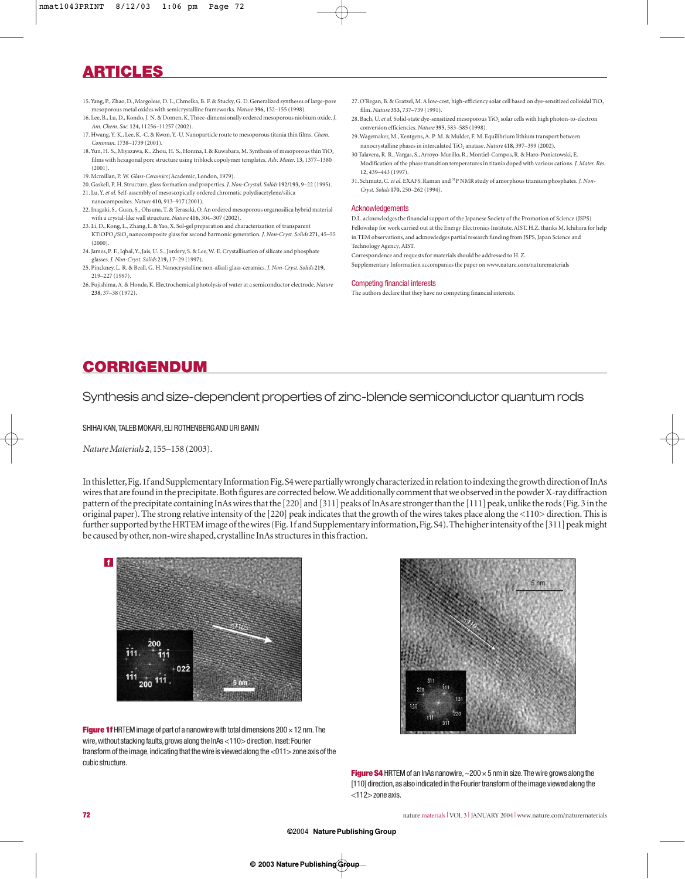15. Yang, P., Zhao, D., Margolese, D. I., Chmelka, B. F. & Stucky, G. D. Generalized syntheses of large-pore mesoporous metal oxides with semicrystalline frameworks. *Nature* **396,** 152–155 (1998).
16. Lee, B., Lu, D., Kondo, J. N. & Domen, K. Three-dimensionally ordered mesoporous niobium oxide. *J. Am. Chem. Soc.* **124,** 11256–11257 (2002).
17. Hwang, Y. K., Lee, K.-C. & Kwon, Y.-U. Nanoparticle route to mesoporous titania thin films. *Chem. Commun.* 1738–1739 (2001).
18. Yun, H. S., Miyazawa, K., Zhou, H. S., Honma, I. & Kuwabara, M. Synthesis of mesoporous thin $TiO_2$ films with hexagonal pore structure using triblock copolymer templates. *Adv. Mater.* **13,** 1377–1380 (2001).
19. Mcmillan, P. W. *Glass-Ceramics* (Academic, London, 1979).
20. Gaskell, P. H. Structure, glass formation and properties. *J. Non-Crystal. Solids* **192/193,** 9–22 (1995).
21. Lu, Y. *et al.* Self-assembly of mesoscopically ordered chromatic polydiacetylene/silica nanocomposites. *Nature* **410,** 913–917 (2001).
22. Inagaki, S., Guan, S., Ohsuna, T. & Terasaki, O. An ordered mesoporous organosilica hybrid material with a crystal-like wall structure. *Nature* **416,** 304–307 (2002).
23. Li, D., Kong, L., Zhang, L. & Yao, X. Sol-gel preparation and characterization of transparent $KTiOPO_4/SiO_2$ nanocomposite glass for second harmonic generation. *J. Non-Cryst. Solids* **271,** 45–55 (2000).
24. James, P. F., Iqbal, Y., Jais, U. S., Jordery, S. & Lee, W. E. Crystallisation of silicate and phosphate glasses. *J. Non-Cryst. Solids* **219,** 17–29 (1997).
25. Pinckney, L. R. & Beall, G. H. Nanocrystalline non-alkali glass-ceramics. *J. Non-Cryst. Solids* **219,** 219–227 (1997).
26. Fujishima, A. & Honda, K. Electrochemical photolysis of water at a semiconductor electrode. *Nature* **238,** 37–38 (1972).
27. O'Regan, B. & Gratzel, M. A low-cost, high-efficiency solar cell based on dye-sensitized colloidal $TiO_2$ film. *Nature* **353,** 737–739 (1991).
28. Bach, U. *et al.* Solid-state dye-sensitized mesoporous $TiO_2$ solar cells with high photon-to-electron conversion efficiencies. *Nature* **395,** 583–585 (1998).
29. Wagemaker, M., Kentgens, A. P. M. & Mulder, F. M. Equilibrium lithium transport between nanocrystalline phases in intercalated $TiO_2$ anatase. *Nature* **418,** 397–399 (2002).
30. Talavera, R. R., Vargas, S., Arroyo-Murillo, R., Montiel-Campos, R. & Haro-Poniatowski, E. Modification of the phase transition temperatures in titania doped with various cations. *J. Mater. Res.* **12,** 439–443 (1997).
31. Schmutz, C. *et al.* EXAFS, Raman and $^{31}P$ NMR study of amorphous titanium phosphates. *J. Non-Cryst. Solids* **170,** 250–262 (1994).

## Acknowledgements

D.L. acknowledges the financial support of the Japanese Society of the Promotion of Science (JSPS) Fellowship for work carried out at the Energy Electronics Institute, AIST. H.Z. thanks M. Ichihara for help in TEM observations, and acknowledges partial research funding from JSPS, Japan Science and Technology Agency, AIST.

Correspondence and requests for materials should be addressed to H. Z.

Supplementary Information accompanies the paper on www.nature.com/naturematerials

## Competing financial interests

The authors declare that they have no competing financial interests.

# CORRIGENDUM

## Synthesis and size-dependent properties of zinc-blende semiconductor quantum rods

SHIHAI KAN, TALEB MOKARI, ELI ROTHENBERG AND URI BANIN

*Nature Materials* **2,** 155–158 (2003).

In this letter, Fig. 1f and Supplementary Information Fig. S4 were partially wrongly characterized in relation to indexing the growth direction of InAs wires that are found in the precipitate. Both figures are corrected below. We additionally comment that we observed in the powder X-ray diffraction pattern of the precipitate containing InAs wires that the [220] and [311] peaks of InAs are stronger than the [111] peak, unlike the rods (Fig. 3 in the original paper). The strong relative intensity of the [220] peak indicates that the growth of the wires takes place along the <110> direction. This is further supported by the HRTEM image of the wires (Fig. 1f and Supplementary information, Fig. S4). The higher intensity of the [311] peak might be caused by other, non-wire shaped, crystalline InAs structures in this fraction.

f

<110>

5 nm

$\bar{2}00$ $\bar{1}11$ $\bar{1}\bar{1}1$ $02\bar{2}$ $1\bar{1}\bar{1}$ $200$ $111$

**Figure 1f** HRTEM image of part of a nanowire with total dimensions 200 × 12 nm. The wire, without stacking faults, grows along the InAs <110> direction. Inset: Fourier transform of the image, indicating that the wire is viewed along the <011> zone axis of the cubic structure.

5 nm

<110>

$31\bar{1}$ $\bar{2}\bar{2}0$ $\bar{1}11$ $131$ $\bar{1}\bar{3}1$ $220$ $1\bar{1}\bar{1}$ $\bar{3}11$

**Figure S4** HRTEM of an InAs nanowire, ~200 × 5 nm in size. The wire grows along the [110] direction, as also indicated in the Fourier transform of the image viewed along the <112> zone axis.